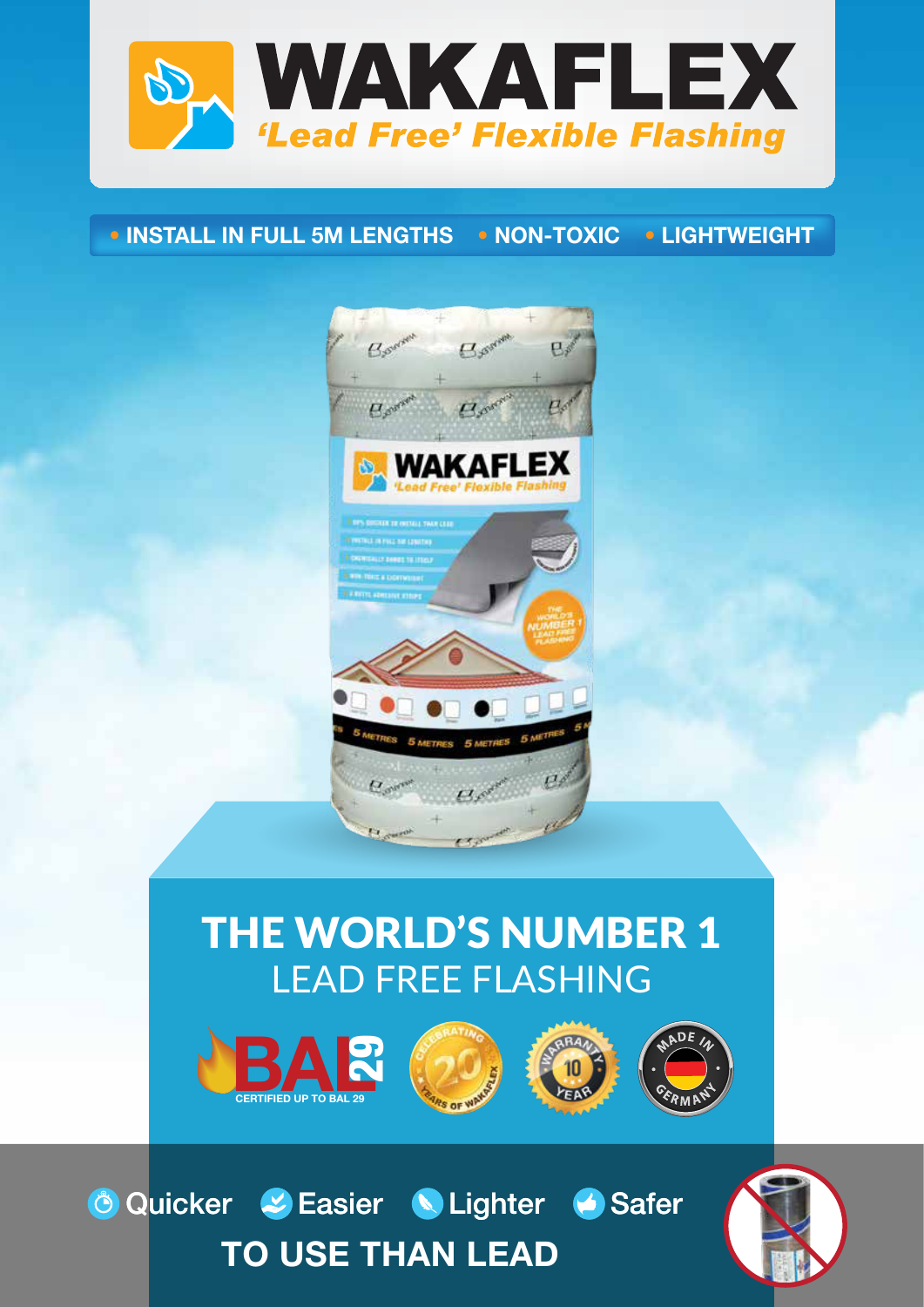# WAKAFLEX

*'Lead Free' Flexible Flashing*

• INSTALL IN FULL 5M LENGTHS • NON-TOXIC • LIGHTWEIGHT

## THE WORLD'S NUMBER 1

LEAD FREE FLASHING

BAL 29 – CERTIFIED UP TO BAL 29

CELEBRATING 20 YEARS OF WAKAFLEX

WARRANTY 10 YEAR

MADE IN GERMANY

Quicker Easier Lighter Safer

**TO USE THAN LEAD**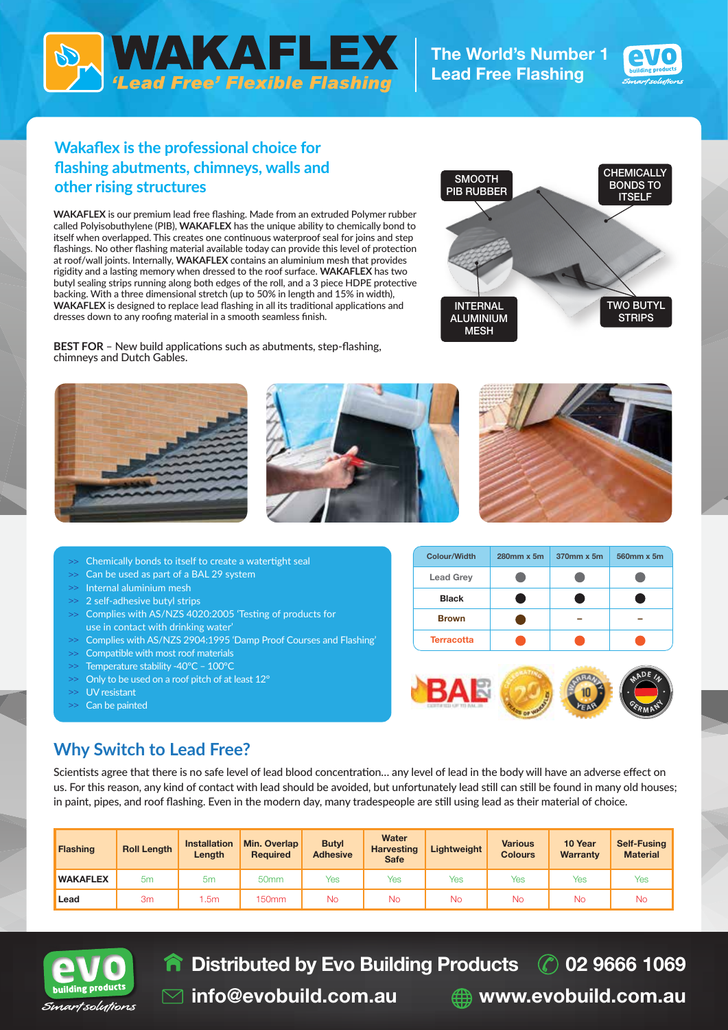# WAKAFLEX

'Lead Free' Flexible Flashing

The World's Number 1 Lead Free Flashing

## Wakaflex is the professional choice for flashing abutments, chimneys, walls and other rising structures

**WAKAFLEX** is our premium lead free flashing. Made from an extruded Polymer rubber called Polyisobuthylene (PIB), **WAKAFLEX** has the unique ability to chemically bond to itself when overlapped. This creates one continuous waterproof seal for joins and step flashings. No other flashing material available today can provide this level of protection at roof/wall joints. Internally, **WAKAFLEX** contains an aluminium mesh that provides rigidity and a lasting memory when dressed to the roof surface. **WAKAFLEX** has two butyl sealing strips running along both edges of the roll, and a 3 piece HDPE protective backing. With a three dimensional stretch (up to 50% in length and 15% in width), **WAKAFLEX** is designed to replace lead flashing in all its traditional applications and dresses down to any roofing material in a smooth seamless finish.

**BEST FOR** – New build applications such as abutments, step-flashing, chimneys and Dutch Gables.

SMOOTH PIB RUBBER

CHEMICALLY BONDS TO ITSELF

INTERNAL ALUMINIUM MESH

TWO BUTYL STRIPS

- Chemically bonds to itself to create a watertight seal
- Can be used as part of a BAL 29 system
- Internal aluminium mesh
- 2 self-adhesive butyl strips
- Complies with AS/NZS 4020:2005 'Testing of products for use in contact with drinking water'
- Complies with AS/NZS 2904:1995 'Damp Proof Courses and Flashing'
- Compatible with most roof materials
- Temperature stability -40°C – 100°C
- Only to be used on a roof pitch of at least 12°
- UV resistant
- Can be painted

| Colour/Width | 280mm x 5m | 370mm x 5m | 560mm x 5m |
|---|---|---|---|
| Lead Grey | ● | ● | ● |
| Black | ● | ● | ● |
| Brown | ● | – | – |
| Terracotta | ● | ● | ● |

## Why Switch to Lead Free?

Scientists agree that there is no safe level of lead blood concentration... any level of lead in the body will have an adverse effect on us. For this reason, any kind of contact with lead should be avoided, but unfortunately lead still can still be found in many old houses; in paint, pipes, and roof flashing. Even in the modern day, many tradespeople are still using lead as their material of choice.

| Flashing | Roll Length | Installation Length | Min. Overlap Required | Butyl Adhesive | Water Harvesting Safe | Lightweight | Various Colours | 10 Year Warranty | Self-Fusing Material |
|---|---|---|---|---|---|---|---|---|---|
| WAKAFLEX | 5m | 5m | 50mm | Yes | Yes | Yes | Yes | Yes | Yes |
| Lead | 3m | 1.5m | 150mm | No | No | No | No | No | No |

Distributed by Evo Building Products 02 9666 1069

info@evobuild.com.au www.evobuild.com.au